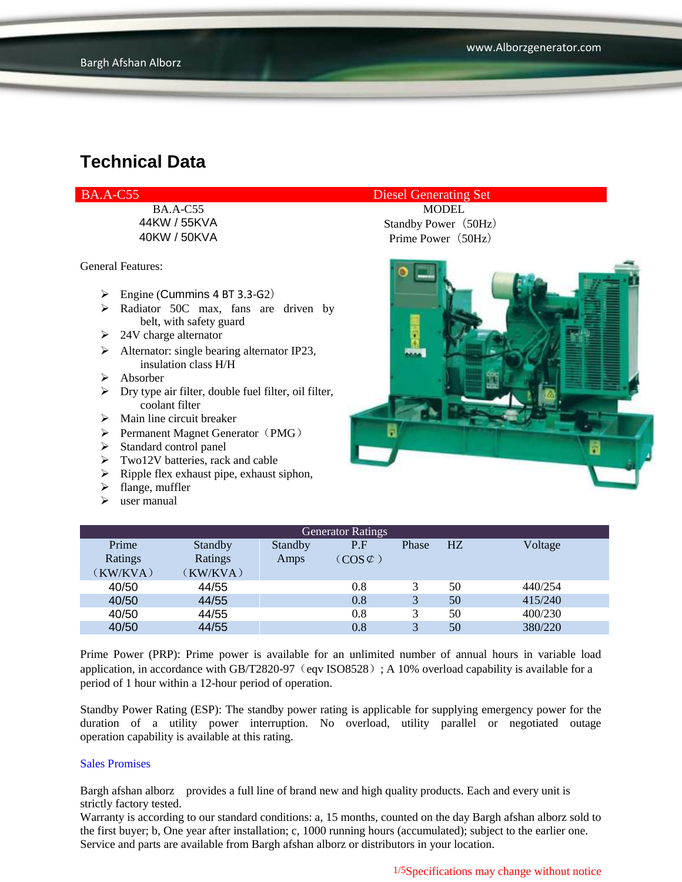# Technical Data

| BA.A-C55 | Diesel Generating Set |
|---|---|
| BA.A-C55 | MODEL |
| 44KW / 55KVA | Standby Power（50Hz） |
| 40KW / 50KVA | Prime Power（50Hz） |

General Features:

- Engine (Cummins 4 BT 3.3-G2）
- Radiator 50C max, fans are driven by belt, with safety guard
- 24V charge alternator
- Alternator: single bearing alternator IP23, insulation class H/H
- Absorber
- Dry type air filter, double fuel filter, oil filter, coolant filter
- Main line circuit breaker
- Permanent Magnet Generator（PMG）
- Standard control panel
- Two12V batteries, rack and cable
- Ripple flex exhaust pipe, exhaust siphon,
- flange, muffler
- user manual

| Generator Ratings | | | | | | |
|---|---|---|---|---|---|---|
| Prime Ratings（KW/KVA） | Standby Ratings（KW/KVA） | Standby Amps | P.F（COS¢） | Phase | HZ | Voltage |
| 40/50 | 44/55 | | 0.8 | 3 | 50 | 440/254 |
| 40/50 | 44/55 | | 0.8 | 3 | 50 | 415/240 |
| 40/50 | 44/55 | | 0.8 | 3 | 50 | 400/230 |
| 40/50 | 44/55 | | 0.8 | 3 | 50 | 380/220 |

Prime Power (PRP): Prime power is available for an unlimited number of annual hours in variable load application, in accordance with GB/T2820-97（eqv ISO8528）; A 10% overload capability is available for a period of 1 hour within a 12-hour period of operation.

Standby Power Rating (ESP): The standby power rating is applicable for supplying emergency power for the duration of a utility power interruption. No overload, utility parallel or negotiated outage operation capability is available at this rating.

Sales Promises

Bargh afshan alborz provides a full line of brand new and high quality products. Each and every unit is strictly factory tested.
Warranty is according to our standard conditions: a, 15 months, counted on the day Bargh afshan alborz sold to the first buyer; b, One year after installation; c, 1000 running hours (accumulated); subject to the earlier one.
Service and parts are available from Bargh afshan alborz or distributors in your location.

Specifications may change without notice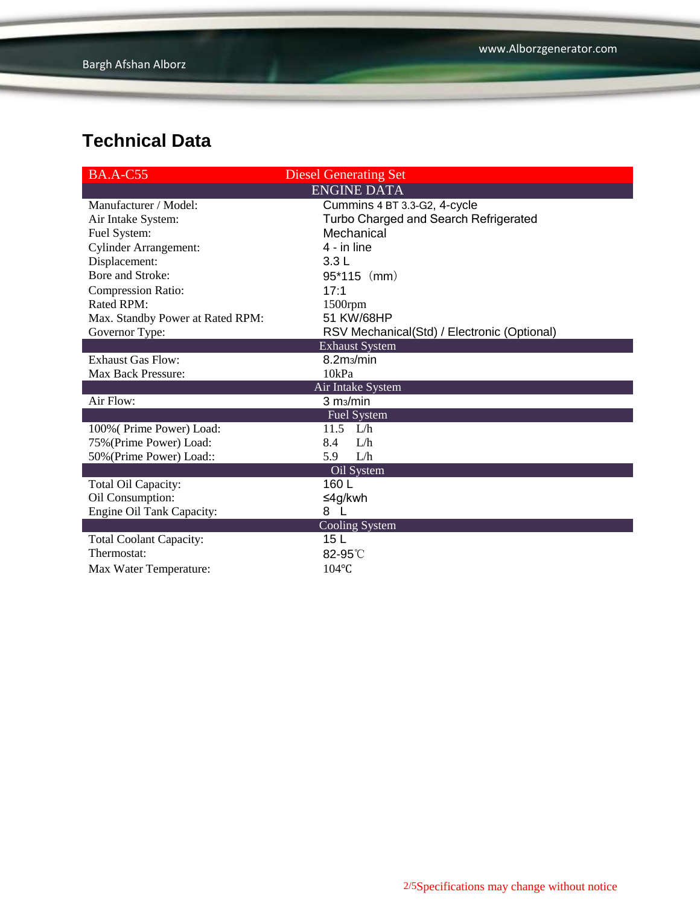## Technical Data

| BA.A-C55 | Diesel Generating Set |
|---|---|
| **ENGINE DATA** | |
| Manufacturer / Model: | Cummins 4 BT 3.3-G2, 4-cycle |
| Air Intake System: | Turbo Charged and Search Refrigerated |
| Fuel System: | Mechanical |
| Cylinder Arrangement: | 4 - in line |
| Displacement: | 3.3 L |
| Bore and Stroke: | 95*115（mm） |
| Compression Ratio: | 17:1 |
| Rated RPM: | 1500rpm |
| Max. Standby Power at Rated RPM: | 51 KW/68HP |
| Governor Type: | RSV Mechanical(Std) / Electronic (Optional) |
| **Exhaust System** | |
| Exhaust Gas Flow: | 8.2m3/min |
| Max Back Pressure: | 10kPa |
| **Air Intake System** | |
| Air Flow: | 3 m3/min |
| **Fuel System** | |
| 100%( Prime Power) Load: | 11.5 L/h |
| 75%(Prime Power) Load: | 8.4 L/h |
| 50%(Prime Power) Load:: | 5.9 L/h |
| **Oil System** | |
| Total Oil Capacity: | 160 L |
| Oil Consumption: | ≤4g/kwh |
| Engine Oil Tank Capacity: | 8 L |
| **Cooling System** | |
| Total Coolant Capacity: | 15 L |
| Thermostat: | 82-95℃ |
| Max Water Temperature: | 104℃ |

Specifications may change without notice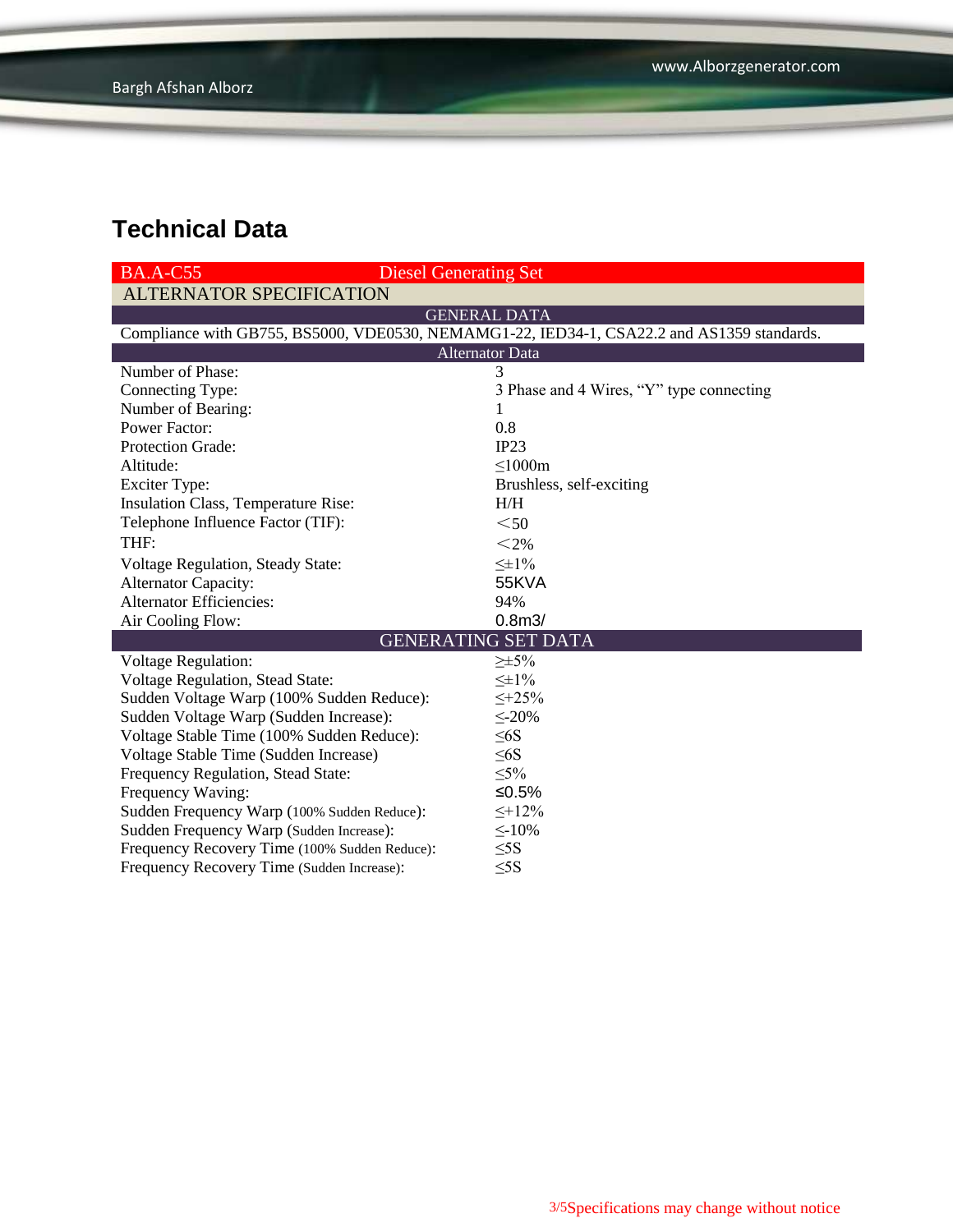## Technical Data

| BA.A-C55 | Diesel Generating Set |
|---|---|
| ALTERNATOR SPECIFICATION | |
| GENERAL DATA | |
| Compliance with GB755, BS5000, VDE0530, NEMAMG1-22, IED34-1, CSA22.2 and AS1359 standards. | |
| Alternator Data | |
| Number of Phase: | 3 |
| Connecting Type: | 3 Phase and 4 Wires, “Y” type connecting |
| Number of Bearing: | 1 |
| Power Factor: | 0.8 |
| Protection Grade: | IP23 |
| Altitude: | ≤1000m |
| Exciter Type: | Brushless, self-exciting |
| Insulation Class, Temperature Rise: | H/H |
| Telephone Influence Factor (TIF): | ＜50 |
| THF: | ＜2% |
| Voltage Regulation, Steady State: | ≤±1% |
| Alternator Capacity: | 55KVA |
| Alternator Efficiencies: | 94% |
| Air Cooling Flow: | 0.8m3/ |
| GENERATING SET DATA | |
| Voltage Regulation: | ≥±5% |
| Voltage Regulation, Stead State: | ≤±1% |
| Sudden Voltage Warp (100% Sudden Reduce): | ≤+25% |
| Sudden Voltage Warp (Sudden Increase): | ≤-20% |
| Voltage Stable Time (100% Sudden Reduce): | ≤6S |
| Voltage Stable Time (Sudden Increase) | ≤6S |
| Frequency Regulation, Stead State: | ≤5% |
| Frequency Waving: | ≤0.5% |
| Sudden Frequency Warp (100% Sudden Reduce): | ≤+12% |
| Sudden Frequency Warp (Sudden Increase): | ≤-10% |
| Frequency Recovery Time (100% Sudden Reduce): | ≤5S |
| Frequency Recovery Time (Sudden Increase): | ≤5S |

Specifications may change without notice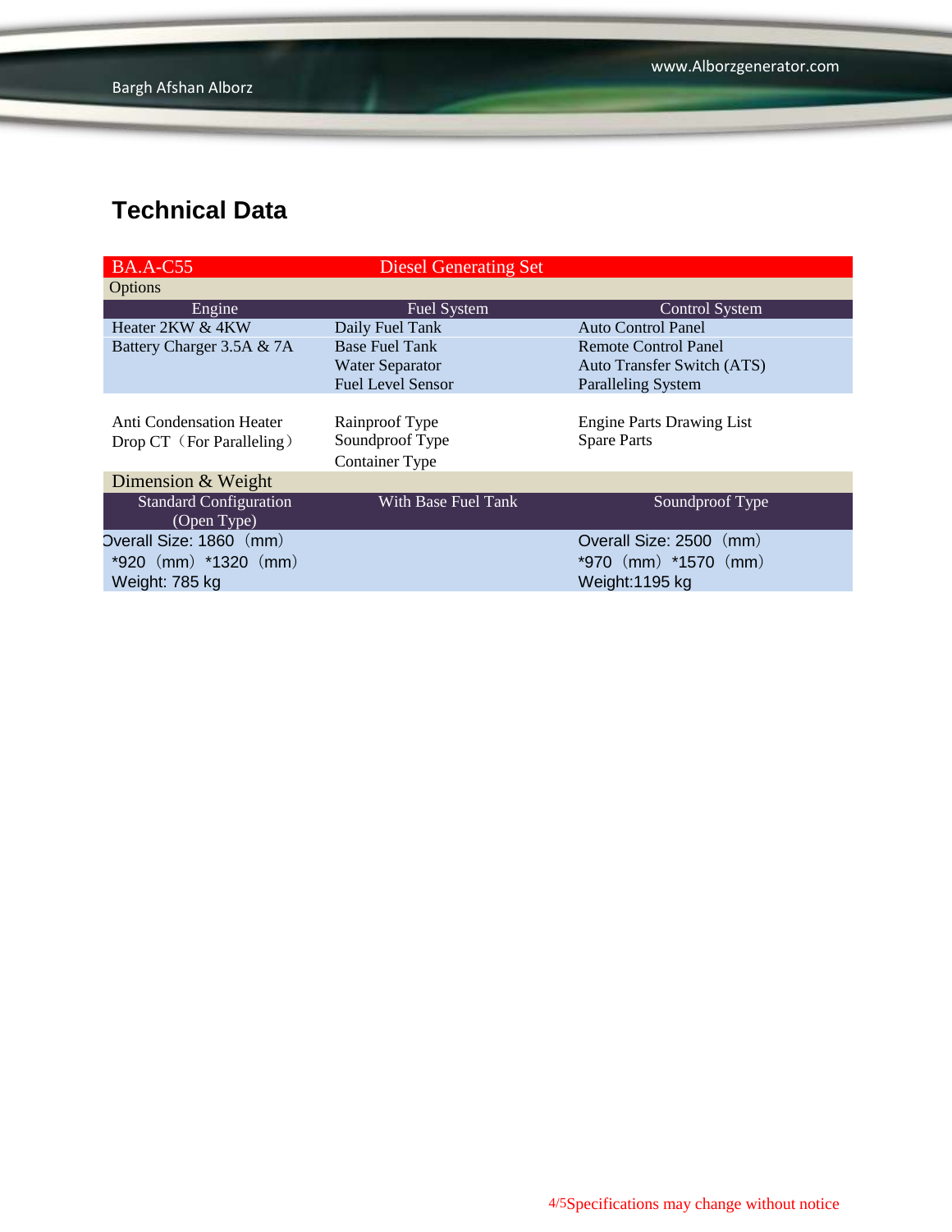## Technical Data

| BA.A-C55 | Diesel Generating Set | |
|---|---|---|
| Options | | |
| Engine | Fuel System | Control System |
| Heater 2KW & 4KW | Daily Fuel Tank | Auto Control Panel |
| Battery Charger 3.5A & 7A | Base Fuel Tank | Remote Control Panel |
| | Water Separator | Auto Transfer Switch (ATS) |
| | Fuel Level Sensor | Paralleling System |
| Anti Condensation Heater | Rainproof Type | Engine Parts Drawing List |
| Drop CT（For Paralleling） | Soundproof Type | Spare Parts |
| | Container Type | |
| Dimension & Weight | | |
| Standard Configuration (Open Type) | With Base Fuel Tank | Soundproof Type |
| Overall Size: 1860（mm）*920（mm）*1320（mm） | | Overall Size: 2500（mm）*970（mm）*1570（mm） |
| Weight: 785 kg | | Weight:1195 kg |

Specifications may change without notice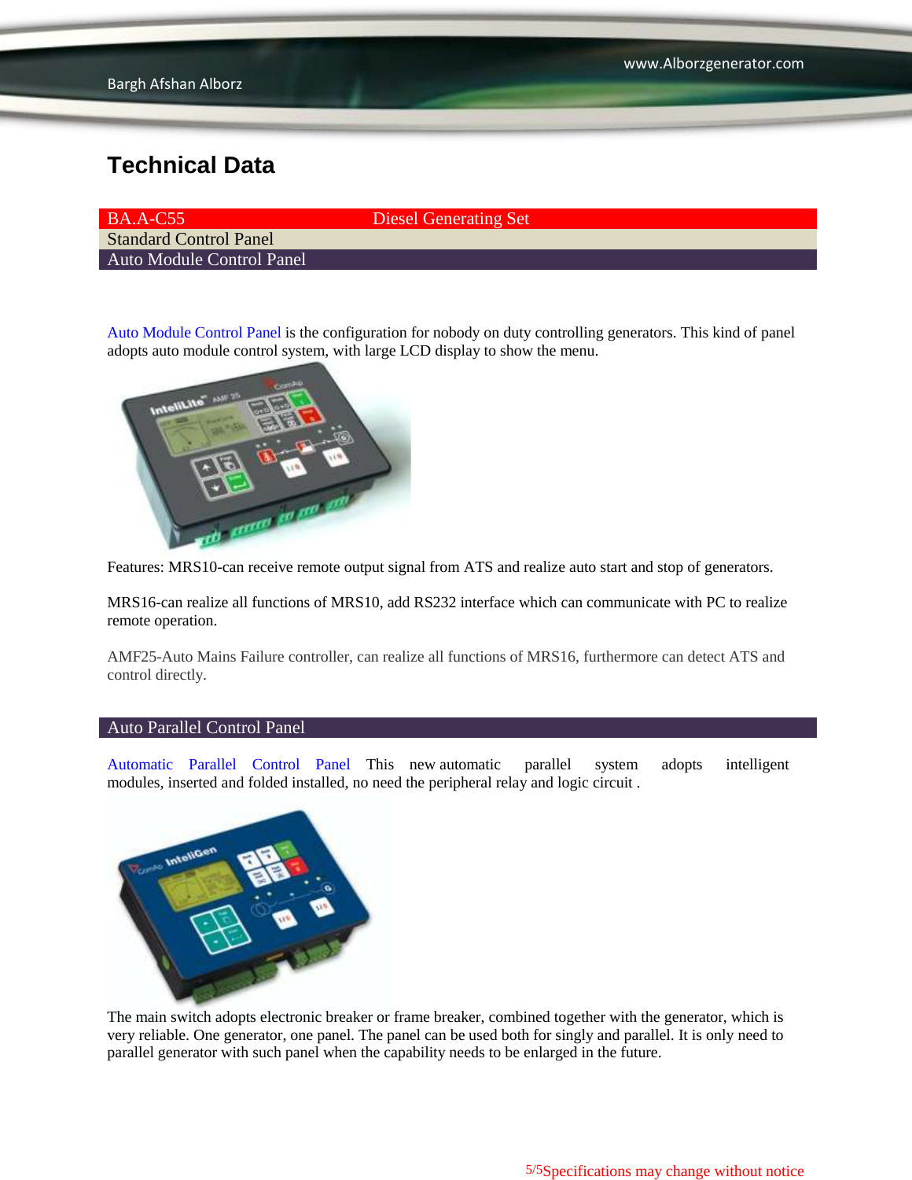## Technical Data

| | |
|---|---|
| BA.A-C55 | Diesel Generating Set |
| Standard Control Panel | |
| Auto Module Control Panel | |

Auto Module Control Panel is the configuration for nobody on duty controlling generators. This kind of panel adopts auto module control system, with large LCD display to show the menu.

Features: MRS10-can receive remote output signal from ATS and realize auto start and stop of generators.

MRS16-can realize all functions of MRS10, add RS232 interface which can communicate with PC to realize remote operation.

AMF25-Auto Mains Failure controller, can realize all functions of MRS16, furthermore can detect ATS and control directly.

### Auto Parallel Control Panel

Automatic Parallel Control Panel This new automatic parallel system adopts intelligent modules, inserted and folded installed, no need the peripheral relay and logic circuit .

The main switch adopts electronic breaker or frame breaker, combined together with the generator, which is very reliable. One generator, one panel. The panel can be used both for singly and parallel. It is only need to parallel generator with such panel when the capability needs to be enlarged in the future.

Specifications may change without notice